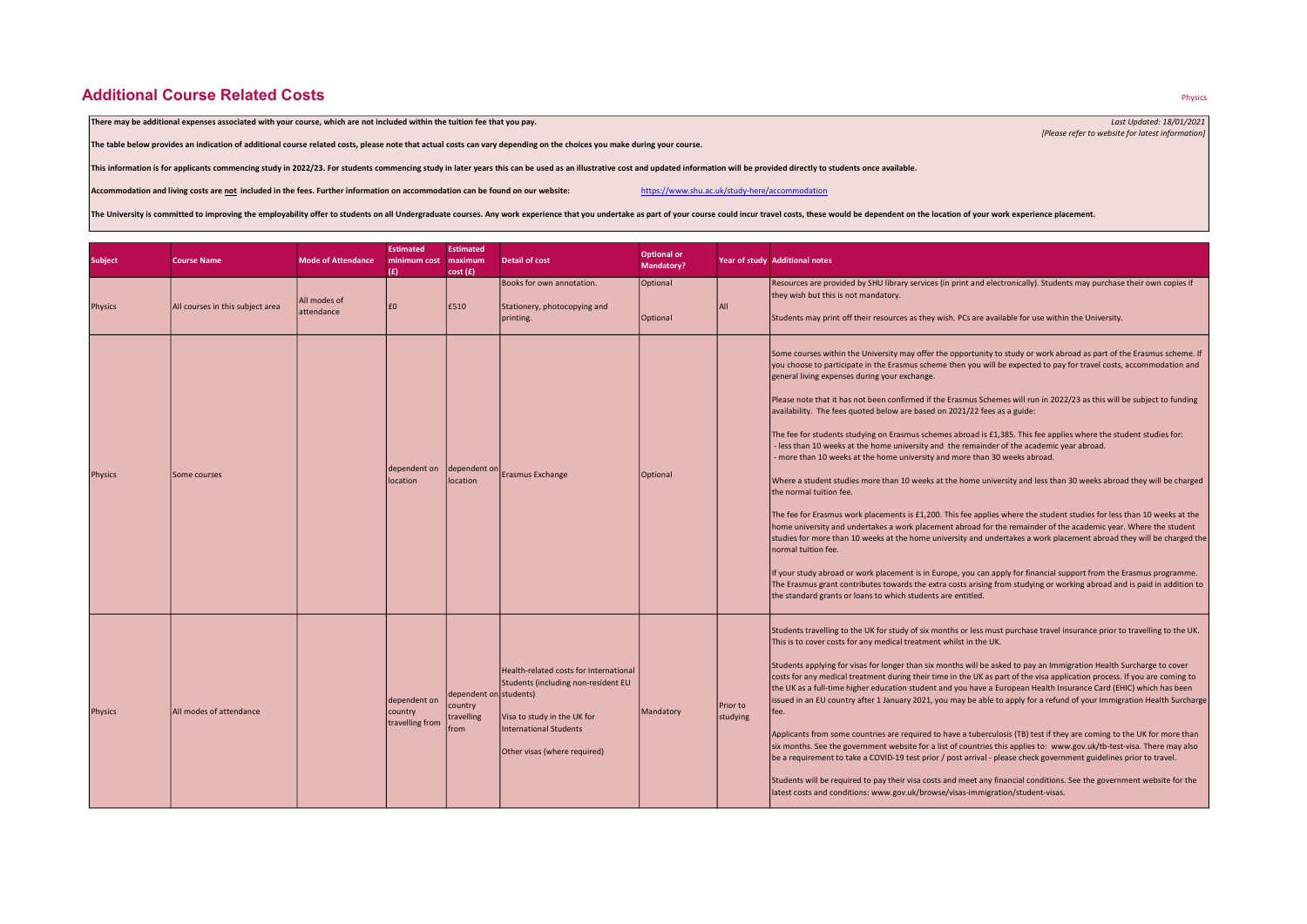# Additional Course Related Costs

Physics

**There may be additional expenses associated with your course, which are not included within the tuition fee that you pay.**

*Last Updated: 18/01/2021*
*[Please refer to website for latest information]*

**The table below provides an indication of additional course related costs, please note that actual costs can vary depending on the choices you make during your course.**

**This information is for applicants commencing study in 2022/23. For students commencing study in later years this can be used as an illustrative cost and updated information will be provided directly to students once available.**

**Accommodation and living costs are not included in the fees. Further information on accommodation can be found on our website:** https://www.shu.ac.uk/study-here/accommodation

**The University is committed to improving the employability offer to students on all Undergraduate courses. Any work experience that you undertake as part of your course could incur travel costs, these would be dependent on the location of your work experience placement.**

| Subject | Course Name | Mode of Attendance | Estimated minimum cost (£) | Estimated maximum cost (£) | Detail of cost | Optional or Mandatory? | Year of study | Additional notes |
|---|---|---|---|---|---|---|---|---|
| Physics | All courses in this subject area | All modes of attendance | £0 | £510 | Books for own annotation.<br><br>Stationery, photocopying and printing. | Optional<br><br>Optional | All | Resources are provided by SHU library services (in print and electronically). Students may purchase their own copies if they wish but this is not mandatory.<br><br>Students may print off their resources as they wish. PCs are available for use within the University. |
| Physics | Some courses | | dependent on location | dependent on location | Erasmus Exchange | Optional | | Some courses within the University may offer the opportunity to study or work abroad as part of the Erasmus scheme. If you choose to participate in the Erasmus scheme then you will be expected to pay for travel costs, accommodation and general living expenses during your exchange.<br><br>Please note that it has not been confirmed if the Erasmus Schemes will run in 2022/23 as this will be subject to funding availability. The fees quoted below are based on 2021/22 fees as a guide:<br><br>The fee for students studying on Erasmus schemes abroad is £1,385. This fee applies where the student studies for:<br>- less than 10 weeks at the home university and the remainder of the academic year abroad.<br>- more than 10 weeks at the home university and more than 30 weeks abroad.<br><br>Where a student studies more than 10 weeks at the home university and less than 30 weeks abroad they will be charged the normal tuition fee.<br><br>The fee for Erasmus work placements is £1,200. This fee applies where the student studies for less than 10 weeks at the home university and undertakes a work placement abroad for the remainder of the academic year. Where the student studies for more than 10 weeks at the home university and undertakes a work placement abroad they will be charged the normal tuition fee.<br><br>If your study abroad or work placement is in Europe, you can apply for financial support from the Erasmus programme. The Erasmus grant contributes towards the extra costs arising from studying or working abroad and is paid in addition to the standard grants or loans to which students are entitled. |
| Physics | All modes of attendance | | dependent on country travelling from | dependent on country travelling from | Health-related costs for International Students (including non-resident EU students)<br><br>Visa to study in the UK for International Students<br><br>Other visas (where required) | Mandatory | Prior to studying | Students travelling to the UK for study of six months or less must purchase travel insurance prior to travelling to the UK. This is to cover costs for any medical treatment whilst in the UK.<br><br>Students applying for visas for longer than six months will be asked to pay an Immigration Health Surcharge to cover costs for any medical treatment during their time in the UK as part of the visa application process. If you are coming to the UK as a full-time higher education student and you have a European Health Insurance Card (EHIC) which has been issued in an EU country after 1 January 2021, you may be able to apply for a refund of your Immigration Health Surcharge fee.<br><br>Applicants from some countries are required to have a tuberculosis (TB) test if they are coming to the UK for more than six months. See the government website for a list of countries this applies to: www.gov.uk/tb-test-visa. There may also be a requirement to take a COVID-19 test prior / post arrival - please check government guidelines prior to travel.<br><br>Students will be required to pay their visa costs and meet any financial conditions. See the government website for the latest costs and conditions: www.gov.uk/browse/visas-immigration/student-visas. |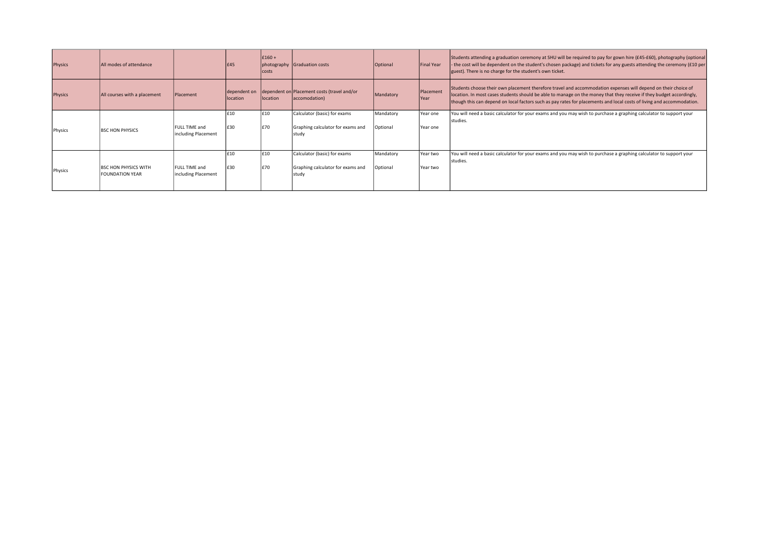| | | | | | | | | |
|---|---|---|---|---|---|---|---|---|
| Physics | All modes of attendance | | £45 | £160 + photography costs | Graduation costs | Optional | Final Year | Students attending a graduation ceremony at SHU will be required to pay for gown hire (£45-£60), photography (optional - the cost will be dependent on the student's chosen package) and tickets for any guests attending the ceremony (£10 per guest). There is no charge for the student's own ticket. |
| Physics | All courses with a placement | Placement | dependent on location | dependent on location | Placement costs (travel and/or accomodation) | Mandatory | Placement Year | Students choose their own placement therefore travel and accommodation expenses will depend on their choice of location. In most cases students should be able to manage on the money that they receive if they budget accordingly, though this can depend on local factors such as pay rates for placements and local costs of living and accommodation. |
| Physics | BSC HON PHYSICS | FULL TIME and including Placement | £10<br>£30 | £10<br>£70 | Calculator (basic) for exams<br>Graphing calculator for exams and study | Mandatory<br>Optional | Year one<br>Year one | You will need a basic calculator for your exams and you may wish to purchase a graphing calculator to support your studies. |
| Physics | BSC HON PHYSICS WITH FOUNDATION YEAR | FULL TIME and including Placement | £10<br>£30 | £10<br>£70 | Calculator (basic) for exams<br>Graphing calculator for exams and study | Mandatory<br>Optional | Year two<br>Year two | You will need a basic calculator for your exams and you may wish to purchase a graphing calculator to support your studies. |